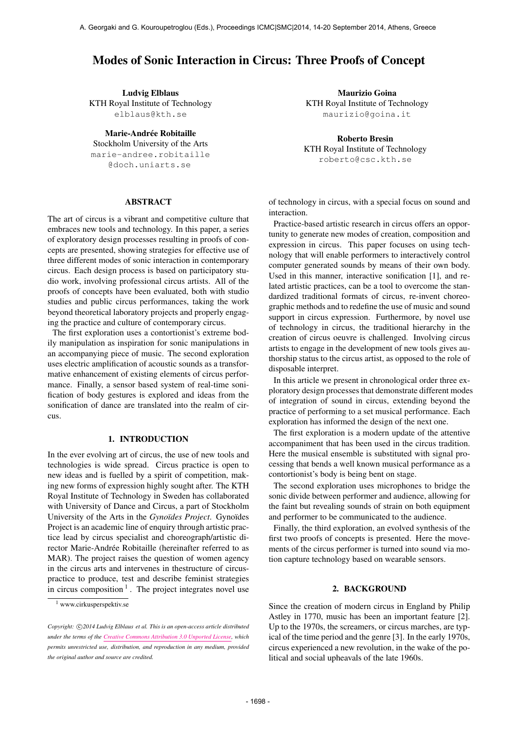# Modes of Sonic Interaction in Circus: Three Proofs of Concept

**Ludvig Elblaus**
KTH Royal Institute of Technology
elblaus@kth.se

**Maurizio Goina**
KTH Royal Institute of Technology
maurizio@goina.it

**Marie-Andrée Robitaille**
Stockholm University of the Arts
marie-andree.robitaille@doch.uniarts.se

**Roberto Bresin**
KTH Royal Institute of Technology
roberto@csc.kth.se

## ABSTRACT

The art of circus is a vibrant and competitive culture that embraces new tools and technology. In this paper, a series of exploratory design processes resulting in proofs of concepts are presented, showing strategies for effective use of three different modes of sonic interaction in contemporary circus. Each design process is based on participatory studio work, involving professional circus artists. All of the proofs of concepts have been evaluated, both with studio studies and public circus performances, taking the work beyond theoretical laboratory projects and properly engaging the practice and culture of contemporary circus.

The first exploration uses a contortionist's extreme bodily manipulation as inspiration for sonic manipulations in an accompanying piece of music. The second exploration uses electric amplification of acoustic sounds as a transformative enhancement of existing elements of circus performance. Finally, a sensor based system of real-time sonification of body gestures is explored and ideas from the sonification of dance are translated into the realm of circus.

## 1. INTRODUCTION

In the ever evolving art of circus, the use of new tools and technologies is wide spread. Circus practice is open to new ideas and is fuelled by a spirit of competition, making new forms of expression highly sought after. The KTH Royal Institute of Technology in Sweden has collaborated with University of Dance and Circus, a part of Stockholm University of the Arts in the *Gynoïdes Project*. Gynoïdes Project is an academic line of enquiry through artistic practice lead by circus specialist and choreograph/artistic director Marie-Andrée Robitaille (hereinafter referred to as MAR). The project raises the question of women agency in the circus arts and intervenes in thestructure of circus-practice to produce, test and describe feminist strategies in circus composition [1]. The project integrates novel use of technology in circus, with a special focus on sound and interaction.

Practice-based artistic research in circus offers an opportunity to generate new modes of creation, composition and expression in circus. This paper focuses on using technology that will enable performers to interactively control computer generated sounds by means of their own body. Used in this manner, interactive sonification [1], and related artistic practices, can be a tool to overcome the standardized traditional formats of circus, re-invent choreographic methods and to redefine the use of music and sound support in circus expression. Furthermore, by novel use of technology in circus, the traditional hierarchy in the creation of circus oeuvre is challenged. Involving circus artists to engage in the development of new tools gives authorship status to the circus artist, as opposed to the role of disposable interpret.

In this article we present in chronological order three exploratory design processes that demonstrate different modes of integration of sound in circus, extending beyond the practice of performing to a set musical performance. Each exploration has informed the design of the next one.

The first exploration is a modern update of the attentive accompaniment that has been used in the circus tradition. Here the musical ensemble is substituted with signal processing that bends a well known musical performance as a contortionist's body is being bent on stage.

The second exploration uses microphones to bridge the sonic divide between performer and audience, allowing for the faint but revealing sounds of strain on both equipment and performer to be communicated to the audience.

Finally, the third exploration, an evolved synthesis of the first two proofs of concepts is presented. Here the movements of the circus performer is turned into sound via motion capture technology based on wearable sensors.

## 2. BACKGROUND

Since the creation of modern circus in England by Philip Astley in 1770, music has been an important feature [2]. Up to the 1970s, the screamers, or circus marches, are typical of the time period and the genre [3]. In the early 1970s, circus experienced a new revolution, in the wake of the political and social upheavals of the late 1960s.

[1] www.cirkusperspektiv.se

*Copyright: ©2014 Ludvig Elblaus et al. This is an open-access article distributed under the terms of the Creative Commons Attribution 3.0 Unported License, which permits unrestricted use, distribution, and reproduction in any medium, provided the original author and source are credited.*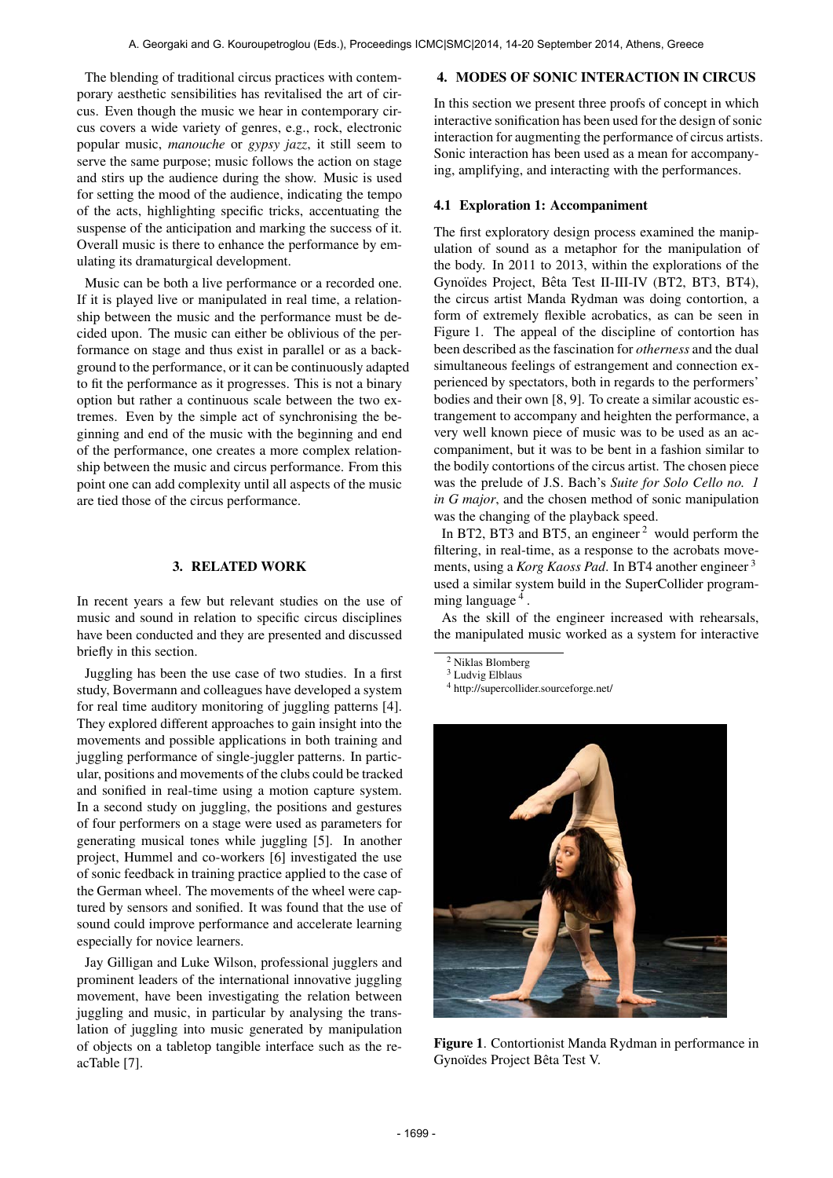The blending of traditional circus practices with contemporary aesthetic sensibilities has revitalised the art of circus. Even though the music we hear in contemporary circus covers a wide variety of genres, e.g., rock, electronic popular music, *manouche* or *gypsy jazz*, it still seem to serve the same purpose; music follows the action on stage and stirs up the audience during the show. Music is used for setting the mood of the audience, indicating the tempo of the acts, highlighting specific tricks, accentuating the suspense of the anticipation and marking the success of it. Overall music is there to enhance the performance by emulating its dramaturgical development.

Music can be both a live performance or a recorded one. If it is played live or manipulated in real time, a relationship between the music and the performance must be decided upon. The music can either be oblivious of the performance on stage and thus exist in parallel or as a background to the performance, or it can be continuously adapted to fit the performance as it progresses. This is not a binary option but rather a continuous scale between the two extremes. Even by the simple act of synchronising the beginning and end of the music with the beginning and end of the performance, one creates a more complex relationship between the music and circus performance. From this point one can add complexity until all aspects of the music are tied those of the circus performance.

## 3. RELATED WORK

In recent years a few but relevant studies on the use of music and sound in relation to specific circus disciplines have been conducted and they are presented and discussed briefly in this section.

Juggling has been the use case of two studies. In a first study, Bovermann and colleagues have developed a system for real time auditory monitoring of juggling patterns [4]. They explored different approaches to gain insight into the movements and possible applications in both training and juggling performance of single-juggler patterns. In particular, positions and movements of the clubs could be tracked and sonified in real-time using a motion capture system. In a second study on juggling, the positions and gestures of four performers on a stage were used as parameters for generating musical tones while juggling [5]. In another project, Hummel and co-workers [6] investigated the use of sonic feedback in training practice applied to the case of the German wheel. The movements of the wheel were captured by sensors and sonified. It was found that the use of sound could improve performance and accelerate learning especially for novice learners.

Jay Gilligan and Luke Wilson, professional jugglers and prominent leaders of the international innovative juggling movement, have been investigating the relation between juggling and music, in particular by analysing the translation of juggling into music generated by manipulation of objects on a tabletop tangible interface such as the reacTable [7].

## 4. MODES OF SONIC INTERACTION IN CIRCUS

In this section we present three proofs of concept in which interactive sonification has been used for the design of sonic interaction for augmenting the performance of circus artists. Sonic interaction has been used as a mean for accompanying, amplifying, and interacting with the performances.

### 4.1 Exploration 1: Accompaniment

The first exploratory design process examined the manipulation of sound as a metaphor for the manipulation of the body. In 2011 to 2013, within the explorations of the Gynoïdes Project, Bêta Test II-III-IV (BT2, BT3, BT4), the circus artist Manda Rydman was doing contortion, a form of extremely flexible acrobatics, as can be seen in Figure 1. The appeal of the discipline of contortion has been described as the fascination for *otherness* and the dual simultaneous feelings of estrangement and connection experienced by spectators, both in regards to the performers' bodies and their own [8, 9]. To create a similar acoustic estrangement to accompany and heighten the performance, a very well known piece of music was to be used as an accompaniment, but it was to be bent in a fashion similar to the bodily contortions of the circus artist. The chosen piece was the prelude of J.S. Bach's *Suite for Solo Cello no. 1 in G major*, and the chosen method of sonic manipulation was the changing of the playback speed.

In BT2, BT3 and BT5, an engineer [2] would perform the filtering, in real-time, as a response to the acrobats movements, using a *Korg Kaoss Pad*. In BT4 another engineer [3] used a similar system build in the SuperCollider programming language [4].

As the skill of the engineer increased with rehearsals, the manipulated music worked as a system for interactive

[2] Niklas Blomberg

[3] Ludvig Elblaus

[4] http://supercollider.sourceforge.net/

**Figure 1**. Contortionist Manda Rydman in performance in Gynoïdes Project Bêta Test V.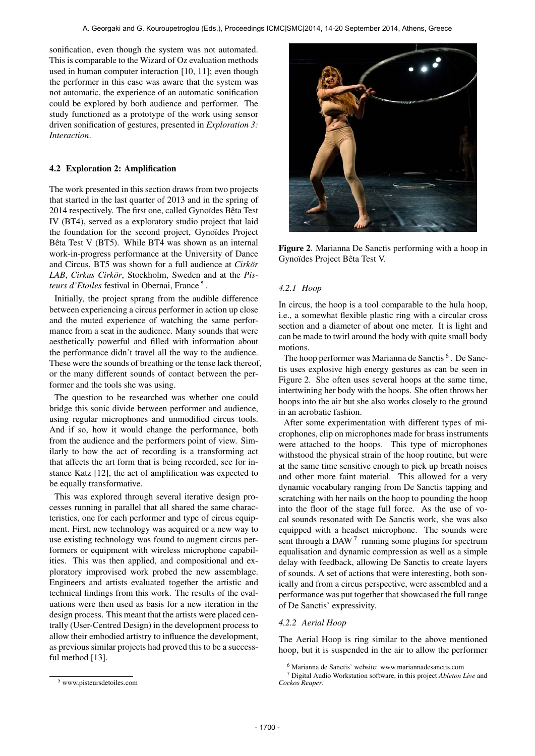sonification, even though the system was not automated. This is comparable to the Wizard of Oz evaluation methods used in human computer interaction [10, 11]; even though the performer in this case was aware that the system was not automatic, the experience of an automatic sonification could be explored by both audience and performer. The study functioned as a prototype of the work using sensor driven sonification of gestures, presented in *Exploration 3: Interaction*.

### 4.2 Exploration 2: Amplification

The work presented in this section draws from two projects that started in the last quarter of 2013 and in the spring of 2014 respectively. The first one, called Gynoïdes Bêta Test IV (BT4), served as a exploratory studio project that laid the foundation for the second project, Gynoïdes Project Bêta Test V (BT5). While BT4 was shown as an internal work-in-progress performance at the University of Dance and Circus, BT5 was shown for a full audience at *Cirkör LAB*, *Cirkus Cirkör*, Stockholm, Sweden and at the *Pisteurs d'Etoiles* festival in Obernai, France [5].

Initially, the project sprang from the audible difference between experiencing a circus performer in action up close and the muted experience of watching the same performance from a seat in the audience. Many sounds that were aesthetically powerful and filled with information about the performance didn't travel all the way to the audience. These were the sounds of breathing or the tense lack thereof, or the many different sounds of contact between the performer and the tools she was using.

The question to be researched was whether one could bridge this sonic divide between performer and audience, using regular microphones and unmodified circus tools. And if so, how it would change the performance, both from the audience and the performers point of view. Similarly to how the act of recording is a transforming act that affects the art form that is being recorded, see for instance Katz [12], the act of amplification was expected to be equally transformative.

This was explored through several iterative design processes running in parallel that all shared the same characteristics, one for each performer and type of circus equipment. First, new technology was acquired or a new way to use existing technology was found to augment circus performers or equipment with wireless microphone capabilities. This was then applied, and compositional and exploratory improvised work probed the new assemblage. Engineers and artists evaluated together the artistic and technical findings from this work. The results of the evaluations were then used as basis for a new iteration in the design process. This meant that the artists were placed centrally (User-Centred Design) in the development process to allow their embodied artistry to influence the development, as previous similar projects had proved this to be a successful method [13].

[5] www.pisteursdetoiles.com

**Figure 2**. Marianna De Sanctis performing with a hoop in Gynoïdes Project Bêta Test V.

#### *4.2.1 Hoop*

In circus, the hoop is a tool comparable to the hula hoop, i.e., a somewhat flexible plastic ring with a circular cross section and a diameter of about one meter. It is light and can be made to twirl around the body with quite small body motions.

The hoop performer was Marianna de Sanctis [6]. De Sanctis uses explosive high energy gestures as can be seen in Figure 2. She often uses several hoops at the same time, intertwining her body with the hoops. She often throws her hoops into the air but she also works closely to the ground in an acrobatic fashion.

After some experimentation with different types of microphones, clip on microphones made for brass instruments were attached to the hoops. This type of microphones withstood the physical strain of the hoop routine, but were at the same time sensitive enough to pick up breath noises and other more faint material. This allowed for a very dynamic vocabulary ranging from De Sanctis tapping and scratching with her nails on the hoop to pounding the hoop into the floor of the stage full force. As the use of vocal sounds resonated with De Sanctis work, she was also equipped with a headset microphone. The sounds were sent through a DAW [7] running some plugins for spectrum equalisation and dynamic compression as well as a simple delay with feedback, allowing De Sanctis to create layers of sounds. A set of actions that were interesting, both sonically and from a circus perspective, were assembled and a performance was put together that showcased the full range of De Sanctis' expressivity.

#### *4.2.2 Aerial Hoop*

The Aerial Hoop is ring similar to the above mentioned hoop, but it is suspended in the air to allow the performer

[6] Marianna de Sanctis' website: www.mariannadesanctis.com

[7] Digital Audio Workstation software, in this project *Ableton Live* and *Cockos Reaper*.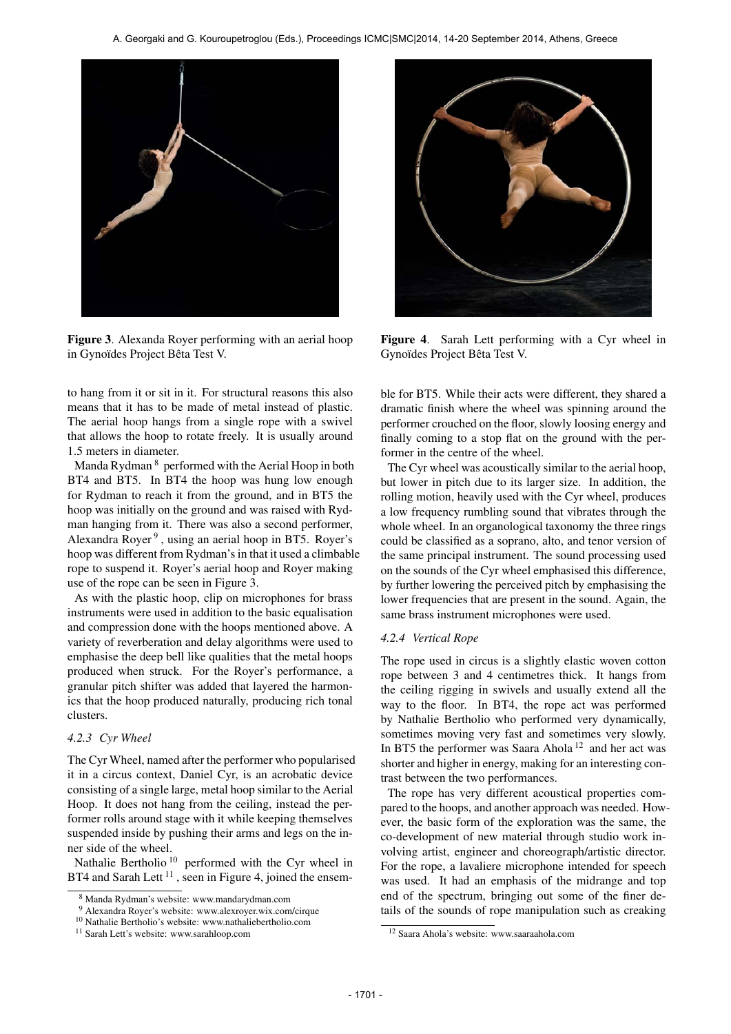Figure 3. Alexanda Royer performing with an aerial hoop in Gynoïdes Project Bêta Test V.

Figure 4. Sarah Lett performing with a Cyr wheel in Gynoïdes Project Bêta Test V.

to hang from it or sit in it. For structural reasons this also means that it has to be made of metal instead of plastic. The aerial hoop hangs from a single rope with a swivel that allows the hoop to rotate freely. It is usually around 1.5 meters in diameter.

Manda Rydman [8] performed with the Aerial Hoop in both BT4 and BT5. In BT4 the hoop was hung low enough for Rydman to reach it from the ground, and in BT5 the hoop was initially on the ground and was raised with Rydman hanging from it. There was also a second performer, Alexandra Royer [9], using an aerial hoop in BT5. Royer's hoop was different from Rydman's in that it used a climbable rope to suspend it. Royer's aerial hoop and Royer making use of the rope can be seen in Figure 3.

As with the plastic hoop, clip on microphones for brass instruments were used in addition to the basic equalisation and compression done with the hoops mentioned above. A variety of reverberation and delay algorithms were used to emphasise the deep bell like qualities that the metal hoops produced when struck. For the Royer's performance, a granular pitch shifter was added that layered the harmonics that the hoop produced naturally, producing rich tonal clusters.

#### 4.2.3 Cyr Wheel

The Cyr Wheel, named after the performer who popularised it in a circus context, Daniel Cyr, is an acrobatic device consisting of a single large, metal hoop similar to the Aerial Hoop. It does not hang from the ceiling, instead the performer rolls around stage with it while keeping themselves suspended inside by pushing their arms and legs on the inner side of the wheel.

Nathalie Bertholio [10] performed with the Cyr wheel in BT4 and Sarah Lett [11], seen in Figure 4, joined the ensemble for BT5. While their acts were different, they shared a dramatic finish where the wheel was spinning around the performer crouched on the floor, slowly loosing energy and finally coming to a stop flat on the ground with the performer in the centre of the wheel.

The Cyr wheel was acoustically similar to the aerial hoop, but lower in pitch due to its larger size. In addition, the rolling motion, heavily used with the Cyr wheel, produces a low frequency rumbling sound that vibrates through the whole wheel. In an organological taxonomy the three rings could be classified as a soprano, alto, and tenor version of the same principal instrument. The sound processing used on the sounds of the Cyr wheel emphasised this difference, by further lowering the perceived pitch by emphasising the lower frequencies that are present in the sound. Again, the same brass instrument microphones were used.

#### 4.2.4 Vertical Rope

The rope used in circus is a slightly elastic woven cotton rope between 3 and 4 centimetres thick. It hangs from the ceiling rigging in swivels and usually extend all the way to the floor. In BT4, the rope act was performed by Nathalie Bertholio who performed very dynamically, sometimes moving very fast and sometimes very slowly. In BT5 the performer was Saara Ahola [12] and her act was shorter and higher in energy, making for an interesting contrast between the two performances.

The rope has very different acoustical properties compared to the hoops, and another approach was needed. However, the basic form of the exploration was the same, the co-development of new material through studio work involving artist, engineer and choreograph/artistic director. For the rope, a lavaliere microphone intended for speech was used. It had an emphasis of the midrange and top end of the spectrum, bringing out some of the finer details of the sounds of rope manipulation such as creaking

[8] Manda Rydman's website: www.mandarydman.com

[9] Alexandra Royer's website: www.alexroyer.wix.com/cirque

[10] Nathalie Bertholio's website: www.nathaliebertholio.com

[11] Sarah Lett's website: www.sarahloop.com

[12] Saara Ahola's website: www.saaraahola.com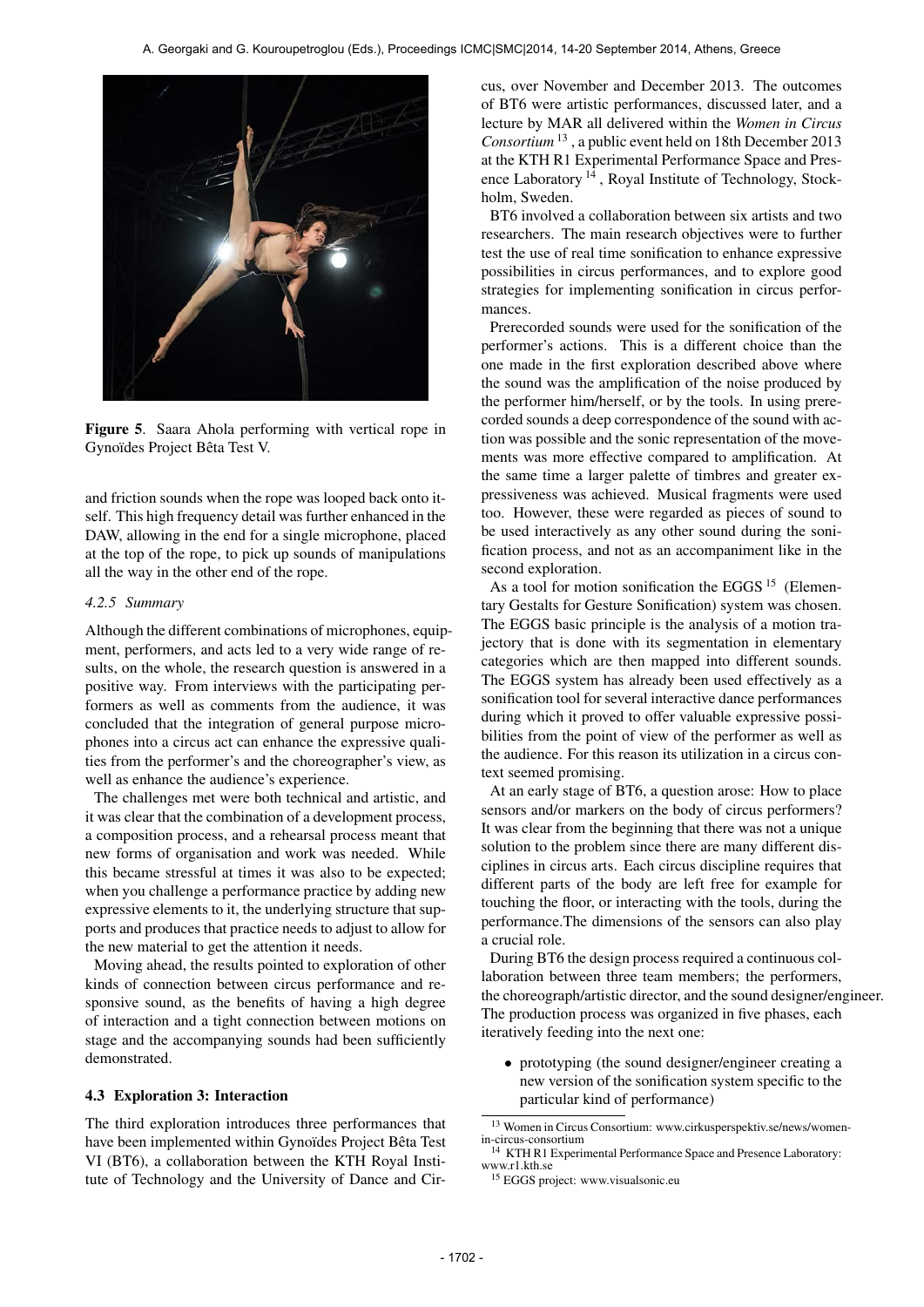Figure 5. Saara Ahola performing with vertical rope in Gynoïdes Project Bêta Test V.

and friction sounds when the rope was looped back onto itself. This high frequency detail was further enhanced in the DAW, allowing in the end for a single microphone, placed at the top of the rope, to pick up sounds of manipulations all the way in the other end of the rope.

#### 4.2.5 Summary

Although the different combinations of microphones, equipment, performers, and acts led to a very wide range of results, on the whole, the research question is answered in a positive way. From interviews with the participating performers as well as comments from the audience, it was concluded that the integration of general purpose microphones into a circus act can enhance the expressive qualities from the performer's and the choreographer's view, as well as enhance the audience's experience.

The challenges met were both technical and artistic, and it was clear that the combination of a development process, a composition process, and a rehearsal process meant that new forms of organisation and work was needed. While this became stressful at times it was also to be expected; when you challenge a performance practice by adding new expressive elements to it, the underlying structure that supports and produces that practice needs to adjust to allow for the new material to get the attention it needs.

Moving ahead, the results pointed to exploration of other kinds of connection between circus performance and responsive sound, as the benefits of having a high degree of interaction and a tight connection between motions on stage and the accompanying sounds had been sufficiently demonstrated.

### 4.3 Exploration 3: Interaction

The third exploration introduces three performances that have been implemented within Gynoïdes Project Bêta Test VI (BT6), a collaboration between the KTH Royal Institute of Technology and the University of Dance and Circus, over November and December 2013. The outcomes of BT6 were artistic performances, discussed later, and a lecture by MAR all delivered within the *Women in Circus Consortium* [13], a public event held on 18th December 2013 at the KTH R1 Experimental Performance Space and Presence Laboratory [14], Royal Institute of Technology, Stockholm, Sweden.

BT6 involved a collaboration between six artists and two researchers. The main research objectives were to further test the use of real time sonification to enhance expressive possibilities in circus performances, and to explore good strategies for implementing sonification in circus performances.

Prerecorded sounds were used for the sonification of the performer's actions. This is a different choice than the one made in the first exploration described above where the sound was the amplification of the noise produced by the performer him/herself, or by the tools. In using prerecorded sounds a deep correspondence of the sound with action was possible and the sonic representation of the movements was more effective compared to amplification. At the same time a larger palette of timbres and greater expressiveness was achieved. Musical fragments were used too. However, these were regarded as pieces of sound to be used interactively as any other sound during the sonification process, and not as an accompaniment like in the second exploration.

As a tool for motion sonification the EGGS [15] (Elementary Gestalts for Gesture Sonification) system was chosen. The EGGS basic principle is the analysis of a motion trajectory that is done with its segmentation in elementary categories which are then mapped into different sounds. The EGGS system has already been used effectively as a sonification tool for several interactive dance performances during which it proved to offer valuable expressive possibilities from the point of view of the performer as well as the audience. For this reason its utilization in a circus context seemed promising.

At an early stage of BT6, a question arose: How to place sensors and/or markers on the body of circus performers? It was clear from the beginning that there was not a unique solution to the problem since there are many different disciplines in circus arts. Each circus discipline requires that different parts of the body are left free for example for touching the floor, or interacting with the tools, during the performance.The dimensions of the sensors can also play a crucial role.

During BT6 the design process required a continuous collaboration between three team members; the performers, the choreograph/artistic director, and the sound designer/engineer. The production process was organized in five phases, each iteratively feeding into the next one:

- prototyping (the sound designer/engineer creating a new version of the sonification system specific to the particular kind of performance)

[13] Women in Circus Consortium: www.cirkusperspektiv.se/news/women-in-circus-consortium

[14] KTH R1 Experimental Performance Space and Presence Laboratory: www.r1.kth.se

[15] EGGS project: www.visualsonic.eu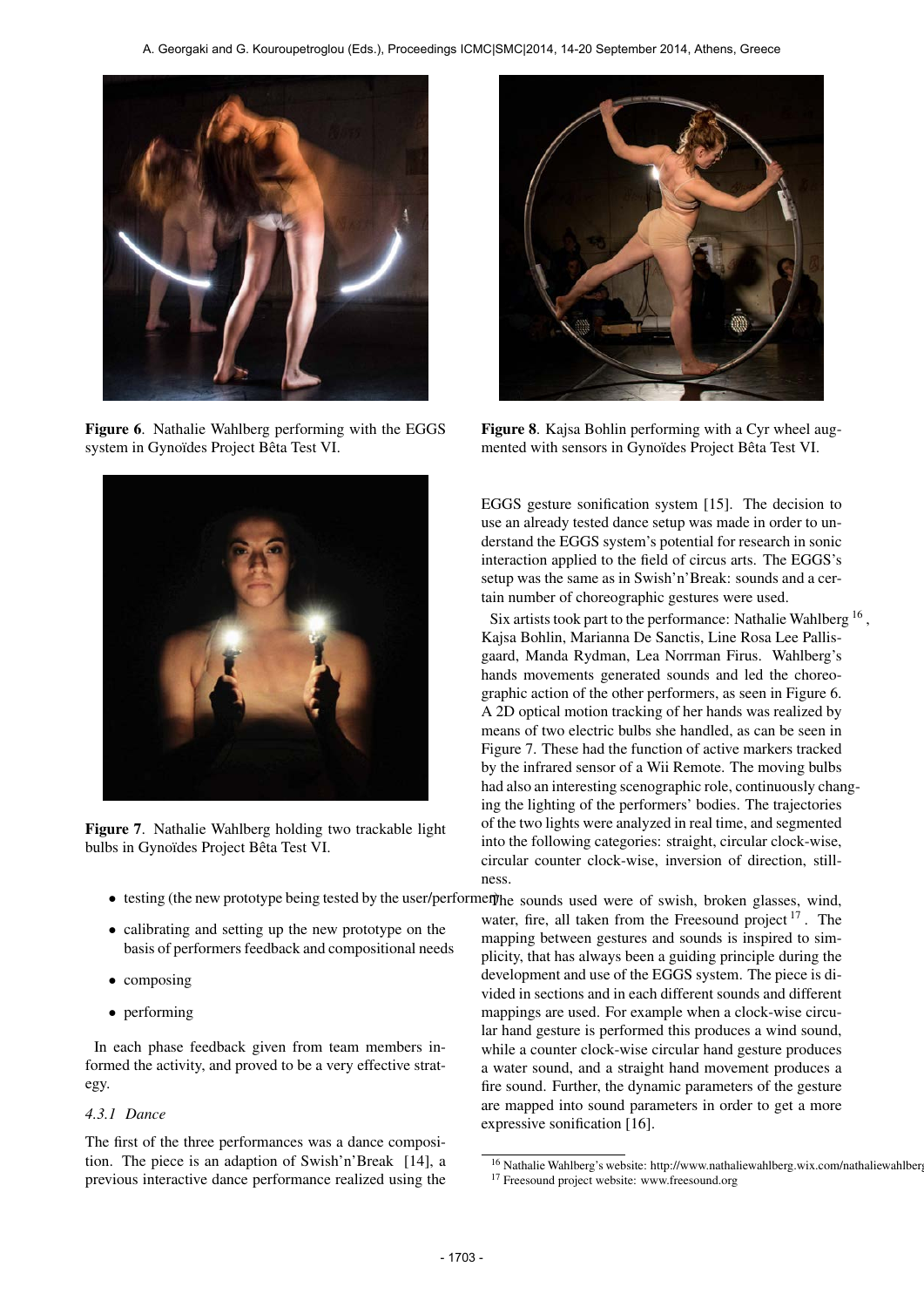Figure 6. Nathalie Wahlberg performing with the EGGS system in Gynoïdes Project Bêta Test VI.

Figure 7. Nathalie Wahlberg holding two trackable light bulbs in Gynoïdes Project Bêta Test VI.

- testing (the new prototype being tested by the user/performer)
- calibrating and setting up the new prototype on the basis of performers feedback and compositional needs
- composing
- performing

In each phase feedback given from team members informed the activity, and proved to be a very effective strategy.

#### 4.3.1 Dance

The first of the three performances was a dance composition. The piece is an adaption of Swish'n'Break [14], a previous interactive dance performance realized using the EGGS gesture sonification system [15]. The decision to use an already tested dance setup was made in order to understand the EGGS system's potential for research in sonic interaction applied to the field of circus arts. The EGGS's setup was the same as in Swish'n'Break: sounds and a certain number of choreographic gestures were used.

Figure 8. Kajsa Bohlin performing with a Cyr wheel augmented with sensors in Gynoïdes Project Bêta Test VI.

Six artists took part to the performance: Nathalie Wahlberg [16], Kajsa Bohlin, Marianna De Sanctis, Line Rosa Lee Pallisgaard, Manda Rydman, Lea Norrman Firus. Wahlberg's hands movements generated sounds and led the choreographic action of the other performers, as seen in Figure 6. A 2D optical motion tracking of her hands was realized by means of two electric bulbs she handled, as can be seen in Figure 7. These had the function of active markers tracked by the infrared sensor of a Wii Remote. The moving bulbs had also an interesting scenographic role, continuously changing the lighting of the performers' bodies. The trajectories of the two lights were analyzed in real time, and segmented into the following categories: straight, circular clock-wise, circular counter clock-wise, inversion of direction, stillness.

The sounds used were of swish, broken glasses, wind, water, fire, all taken from the Freesound project [17]. The mapping between gestures and sounds is inspired to simplicity, that has always been a guiding principle during the development and use of the EGGS system. The piece is divided in sections and in each different sounds and different mappings are used. For example when a clock-wise circular hand gesture is performed this produces a wind sound, while a counter clock-wise circular hand gesture produces a water sound, and a straight hand movement produces a fire sound. Further, the dynamic parameters of the gesture are mapped into sound parameters in order to get a more expressive sonification [16].

[16] Nathalie Wahlberg's website: http://www.nathaliewahlberg.wix.com/nathaliewahlberg

[17] Freesound project website: www.freesound.org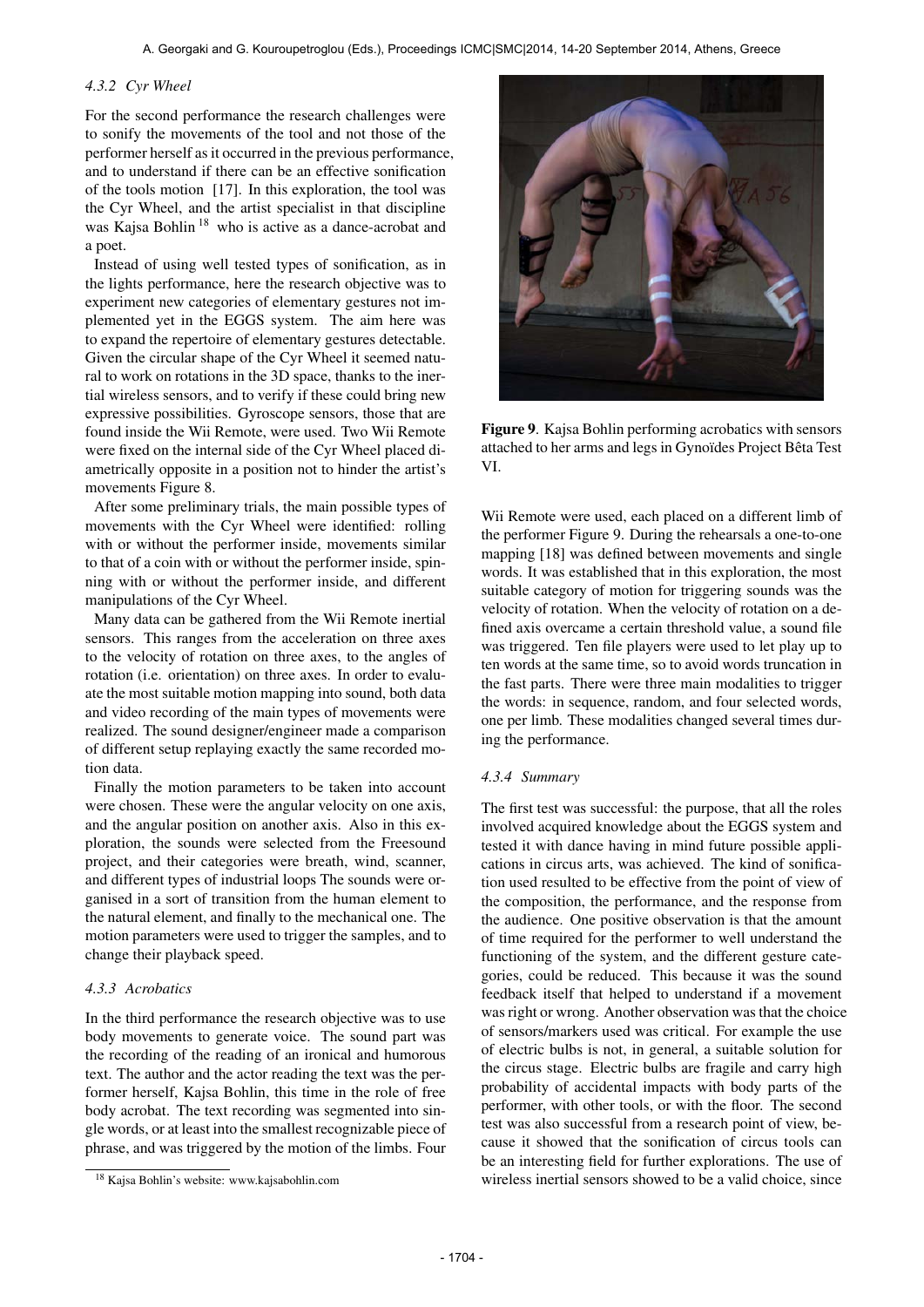#### 4.3.2 Cyr Wheel

For the second performance the research challenges were to sonify the movements of the tool and not those of the performer herself as it occurred in the previous performance, and to understand if there can be an effective sonification of the tools motion [17]. In this exploration, the tool was the Cyr Wheel, and the artist specialist in that discipline was Kajsa Bohlin [18] who is active as a dance-acrobat and a poet.

Instead of using well tested types of sonification, as in the lights performance, here the research objective was to experiment new categories of elementary gestures not implemented yet in the EGGS system. The aim here was to expand the repertoire of elementary gestures detectable. Given the circular shape of the Cyr Wheel it seemed natural to work on rotations in the 3D space, thanks to the inertial wireless sensors, and to verify if these could bring new expressive possibilities. Gyroscope sensors, those that are found inside the Wii Remote, were used. Two Wii Remote were fixed on the internal side of the Cyr Wheel placed diametrically opposite in a position not to hinder the artist's movements Figure 8.

After some preliminary trials, the main possible types of movements with the Cyr Wheel were identified: rolling with or without the performer inside, movements similar to that of a coin with or without the performer inside, spinning with or without the performer inside, and different manipulations of the Cyr Wheel.

Many data can be gathered from the Wii Remote inertial sensors. This ranges from the acceleration on three axes to the velocity of rotation on three axes, to the angles of rotation (i.e. orientation) on three axes. In order to evaluate the most suitable motion mapping into sound, both data and video recording of the main types of movements were realized. The sound designer/engineer made a comparison of different setup replaying exactly the same recorded motion data.

Finally the motion parameters to be taken into account were chosen. These were the angular velocity on one axis, and the angular position on another axis. Also in this exploration, the sounds were selected from the Freesound project, and their categories were breath, wind, scanner, and different types of industrial loops The sounds were organised in a sort of transition from the human element to the natural element, and finally to the mechanical one. The motion parameters were used to trigger the samples, and to change their playback speed.

#### 4.3.3 Acrobatics

In the third performance the research objective was to use body movements to generate voice. The sound part was the recording of the reading of an ironical and humorous text. The author and the actor reading the text was the performer herself, Kajsa Bohlin, this time in the role of free body acrobat. The text recording was segmented into single words, or at least into the smallest recognizable piece of phrase, and was triggered by the motion of the limbs. Four Wii Remote were used, each placed on a different limb of the performer Figure 9. During the rehearsals a one-to-one mapping [18] was defined between movements and single words. It was established that in this exploration, the most suitable category of motion for triggering sounds was the velocity of rotation. When the velocity of rotation on a defined axis overcame a certain threshold value, a sound file was triggered. Ten file players were used to let play up to ten words at the same time, so to avoid words truncation in the fast parts. There were three main modalities to trigger the words: in sequence, random, and four selected words, one per limb. These modalities changed several times during the performance.

**Figure 9**. Kajsa Bohlin performing acrobatics with sensors attached to her arms and legs in Gynoïdes Project Bêta Test VI.

#### 4.3.4 Summary

The first test was successful: the purpose, that all the roles involved acquired knowledge about the EGGS system and tested it with dance having in mind future possible applications in circus arts, was achieved. The kind of sonification used resulted to be effective from the point of view of the composition, the performance, and the response from the audience. One positive observation is that the amount of time required for the performer to well understand the functioning of the system, and the different gesture categories, could be reduced. This because it was the sound feedback itself that helped to understand if a movement was right or wrong. Another observation was that the choice of sensors/markers used was critical. For example the use of electric bulbs is not, in general, a suitable solution for the circus stage. Electric bulbs are fragile and carry high probability of accidental impacts with body parts of the performer, with other tools, or with the floor. The second test was also successful from a research point of view, because it showed that the sonification of circus tools can be an interesting field for further explorations. The use of wireless inertial sensors showed to be a valid choice, since

[18] Kajsa Bohlin's website: www.kajsabohlin.com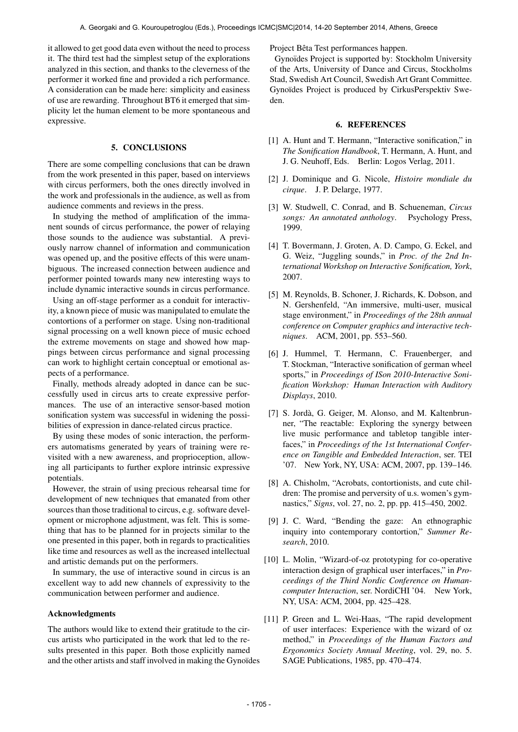it allowed to get good data even without the need to process it. The third test had the simplest setup of the explorations analyzed in this section, and thanks to the cleverness of the performer it worked fine and provided a rich performance. A consideration can be made here: simplicity and easiness of use are rewarding. Throughout BT6 it emerged that simplicity let the human element to be more spontaneous and expressive.

## 5. CONCLUSIONS

There are some compelling conclusions that can be drawn from the work presented in this paper, based on interviews with circus performers, both the ones directly involved in the work and professionals in the audience, as well as from audience comments and reviews in the press.

In studying the method of amplification of the immanent sounds of circus performance, the power of relaying those sounds to the audience was substantial. A previously narrow channel of information and communication was opened up, and the positive effects of this were unambiguous. The increased connection between audience and performer pointed towards many new interesting ways to include dynamic interactive sounds in circus performance.

Using an off-stage performer as a conduit for interactivity, a known piece of music was manipulated to emulate the contortions of a performer on stage. Using non-traditional signal processing on a well known piece of music echoed the extreme movements on stage and showed how mappings between circus performance and signal processing can work to highlight certain conceptual or emotional aspects of a performance.

Finally, methods already adopted in dance can be successfully used in circus arts to create expressive performances. The use of an interactive sensor-based motion sonification system was successful in widening the possibilities of expression in dance-related circus practice.

By using these modes of sonic interaction, the performers automatisms generated by years of training were revisited with a new awareness, and proprioception, allowing all participants to further explore intrinsic expressive potentials.

However, the strain of using precious rehearsal time for development of new techniques that emanated from other sources than those traditional to circus, e.g. software development or microphone adjustment, was felt. This is something that has to be planned for in projects similar to the one presented in this paper, both in regards to practicalities like time and resources as well as the increased intellectual and artistic demands put on the performers.

In summary, the use of interactive sound in circus is an excellent way to add new channels of expressivity to the communication between performer and audience.

### Acknowledgments

The authors would like to extend their gratitude to the circus artists who participated in the work that led to the results presented in this paper. Both those explicitly named and the other artists and staff involved in making the Gynoïdes Project Bêta Test performances happen.

Gynoïdes Project is supported by: Stockholm University of the Arts, University of Dance and Circus, Stockholms Stad, Swedish Art Council, Swedish Art Grant Committee. Gynoïdes Project is produced by CirkusPerspektiv Sweden.

## 6. REFERENCES

[1] A. Hunt and T. Hermann, "Interactive sonification," in *The Sonification Handbook*, T. Hermann, A. Hunt, and J. G. Neuhoff, Eds. Berlin: Logos Verlag, 2011.

[2] J. Dominique and G. Nicole, *Histoire mondiale du cirque*. J. P. Delarge, 1977.

[3] W. Studwell, C. Conrad, and B. Schueneman, *Circus songs: An annotated anthology*. Psychology Press, 1999.

[4] T. Bovermann, J. Groten, A. D. Campo, G. Eckel, and G. Weiz, "Juggling sounds," in *Proc. of the 2nd International Workshop on Interactive Sonification, York*, 2007.

[5] M. Reynolds, B. Schoner, J. Richards, K. Dobson, and N. Gershenfeld, "An immersive, multi-user, musical stage environment," in *Proceedings of the 28th annual conference on Computer graphics and interactive techniques*. ACM, 2001, pp. 553–560.

[6] J. Hummel, T. Hermann, C. Frauenberger, and T. Stockman, "Interactive sonification of german wheel sports," in *Proceedings of ISon 2010-Interactive Sonification Workshop: Human Interaction with Auditory Displays*, 2010.

[7] S. Jordà, G. Geiger, M. Alonso, and M. Kaltenbrunner, "The reactable: Exploring the synergy between live music performance and tabletop tangible interfaces," in *Proceedings of the 1st International Conference on Tangible and Embedded Interaction*, ser. TEI '07. New York, NY, USA: ACM, 2007, pp. 139–146.

[8] A. Chisholm, "Acrobats, contortionists, and cute children: The promise and perversity of u.s. women's gymnastics," *Signs*, vol. 27, no. 2, pp. pp. 415–450, 2002.

[9] J. C. Ward, "Bending the gaze: An ethnographic inquiry into contemporary contortion," *Summer Research*, 2010.

[10] L. Molin, "Wizard-of-oz prototyping for co-operative interaction design of graphical user interfaces," in *Proceedings of the Third Nordic Conference on Human-computer Interaction*, ser. NordiCHI '04. New York, NY, USA: ACM, 2004, pp. 425–428.

[11] P. Green and L. Wei-Haas, "The rapid development of user interfaces: Experience with the wizard of oz method," in *Proceedings of the Human Factors and Ergonomics Society Annual Meeting*, vol. 29, no. 5. SAGE Publications, 1985, pp. 470–474.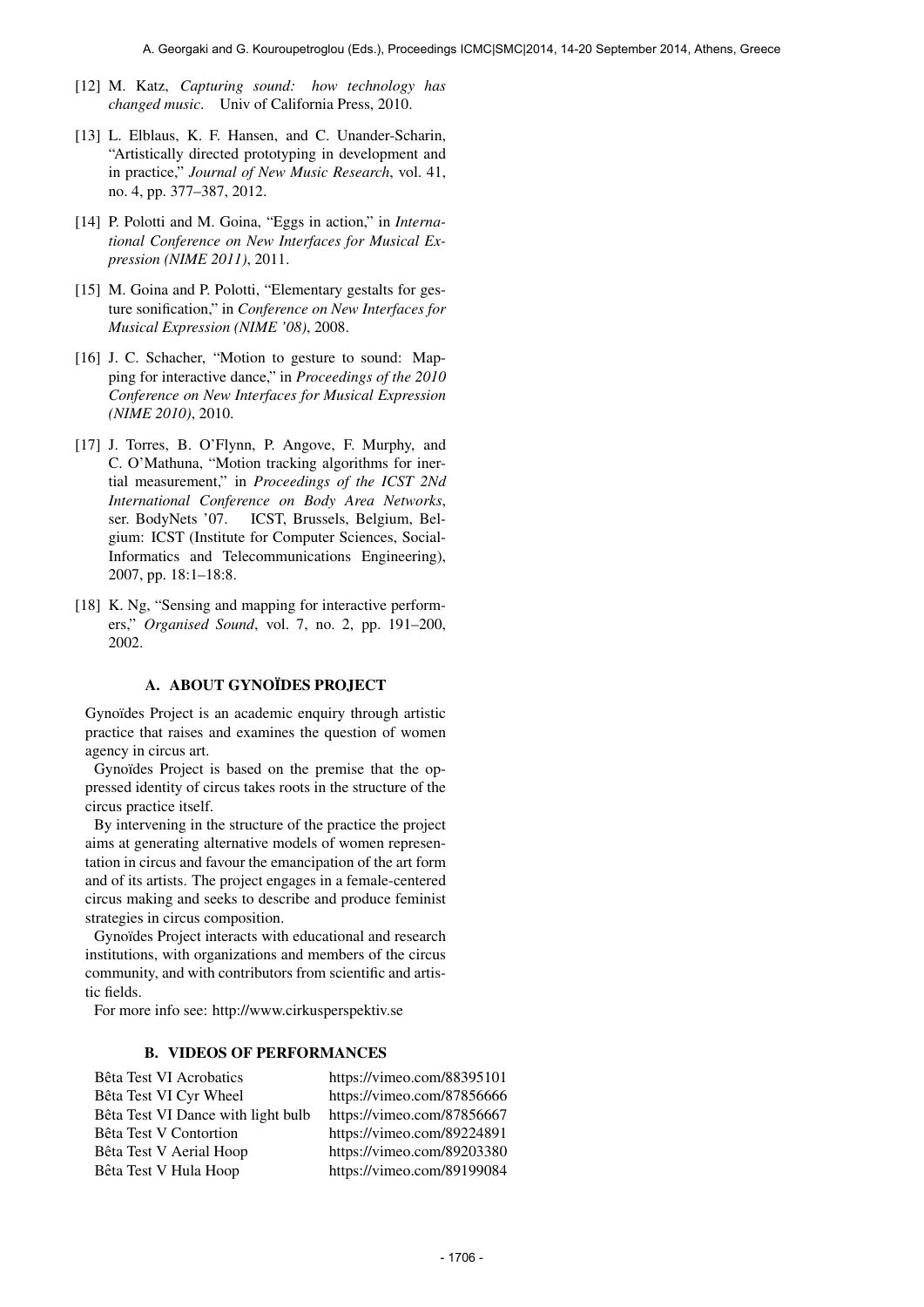[12] M. Katz, *Capturing sound: how technology has changed music*. Univ of California Press, 2010.

[13] L. Elblaus, K. F. Hansen, and C. Unander-Scharin, "Artistically directed prototyping in development and in practice," *Journal of New Music Research*, vol. 41, no. 4, pp. 377–387, 2012.

[14] P. Polotti and M. Goina, "Eggs in action," in *International Conference on New Interfaces for Musical Expression (NIME 2011)*, 2011.

[15] M. Goina and P. Polotti, "Elementary gestalts for gesture sonification," in *Conference on New Interfaces for Musical Expression (NIME '08)*, 2008.

[16] J. C. Schacher, "Motion to gesture to sound: Mapping for interactive dance," in *Proceedings of the 2010 Conference on New Interfaces for Musical Expression (NIME 2010)*, 2010.

[17] J. Torres, B. O'Flynn, P. Angove, F. Murphy, and C. O'Mathuna, "Motion tracking algorithms for inertial measurement," in *Proceedings of the ICST 2Nd International Conference on Body Area Networks*, ser. BodyNets '07. ICST, Brussels, Belgium, Belgium: ICST (Institute for Computer Sciences, Social-Informatics and Telecommunications Engineering), 2007, pp. 18:1–18:8.

[18] K. Ng, "Sensing and mapping for interactive performers," *Organised Sound*, vol. 7, no. 2, pp. 191–200, 2002.

## A. ABOUT GYNOÏDES PROJECT

Gynoïdes Project is an academic enquiry through artistic practice that raises and examines the question of women agency in circus art.

Gynoïdes Project is based on the premise that the oppressed identity of circus takes roots in the structure of the circus practice itself.

By intervening in the structure of the practice the project aims at generating alternative models of women representation in circus and favour the emancipation of the art form and of its artists. The project engages in a female-centered circus making and seeks to describe and produce feminist strategies in circus composition.

Gynoïdes Project interacts with educational and research institutions, with organizations and members of the circus community, and with contributors from scientific and artistic fields.

For more info see: http://www.cirkusperspektiv.se

## B. VIDEOS OF PERFORMANCES

| | |
|---|---|
| Bêta Test VI Acrobatics | https://vimeo.com/88395101 |
| Bêta Test VI Cyr Wheel | https://vimeo.com/87856666 |
| Bêta Test VI Dance with light bulb | https://vimeo.com/87856667 |
| Bêta Test V Contortion | https://vimeo.com/89224891 |
| Bêta Test V Aerial Hoop | https://vimeo.com/89203380 |
| Bêta Test V Hula Hoop | https://vimeo.com/89199084 |